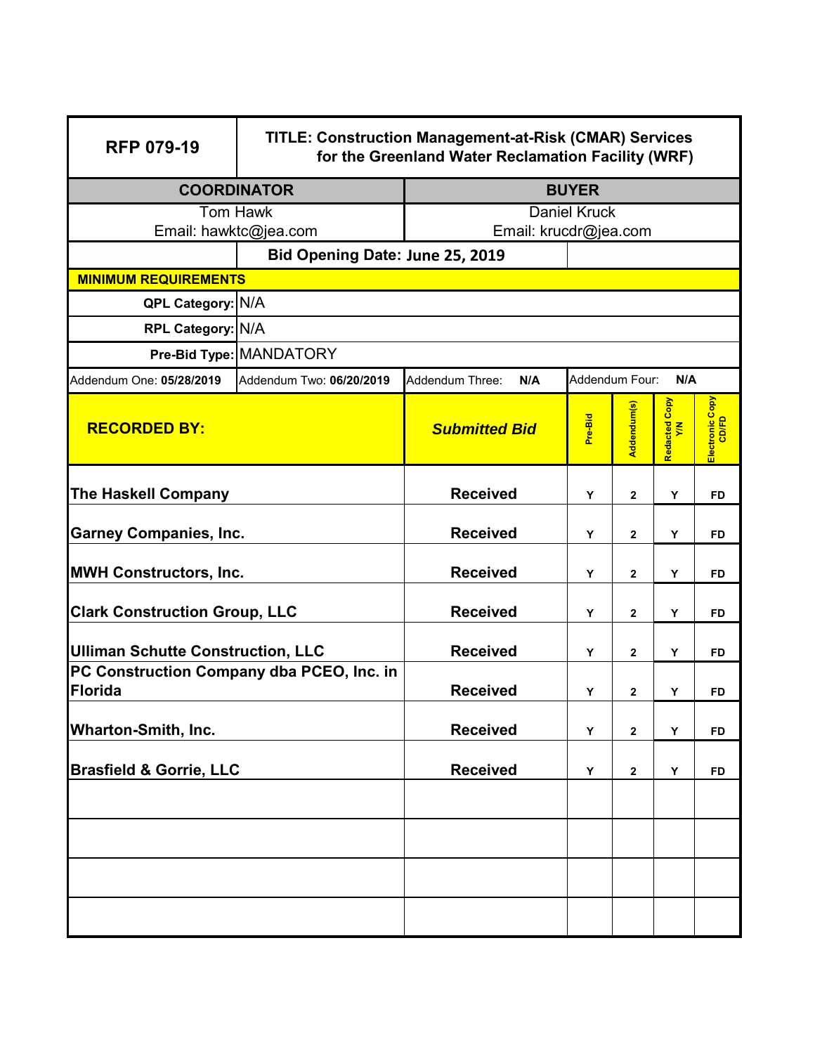| RFP 079-19 | TITLE: Construction Management-at-Risk (CMAR) Services for the Greenland Water Reclamation Facility (WRF) | | | | | |
|---|---|---|---|---|---|---|
| **COORDINATOR** | | **BUYER** | | | | |
| Tom Hawk<br>Email: hawktc@jea.com | | Daniel Kruck<br>Email: krucdr@jea.com | | | | |
| | **Bid Opening Date: June 25, 2019** | | | | | |
| **MINIMUM REQUIREMENTS** | | | | | | |
| **QPL Category:** | N/A | | | | | |
| **RPL Category:** | N/A | | | | | |
| **Pre-Bid Type:** | MANDATORY | | | | | |
| Addendum One: **05/28/2019** | Addendum Two: **06/20/2019** | Addendum Three: **N/A** | Addendum Four: **N/A** | | | |
| **RECORDED BY:** | | ***Submitted Bid*** | **Pre-Bid** | **Addendum(s)** | **Redacted Copy Y/N** | **Electronic Copy CD/FD** |
| **The Haskell Company** | | **Received** | **Y** | **2** | **Y** | **FD** |
| **Garney Companies, Inc.** | | **Received** | **Y** | **2** | **Y** | **FD** |
| **MWH Constructors, Inc.** | | **Received** | **Y** | **2** | **Y** | **FD** |
| **Clark Construction Group, LLC** | | **Received** | **Y** | **2** | **Y** | **FD** |
| **Ulliman Schutte Construction, LLC** | | **Received** | **Y** | **2** | **Y** | **FD** |
| **PC Construction Company dba PCEO, Inc. in Florida** | | **Received** | **Y** | **2** | **Y** | **FD** |
| **Wharton-Smith, Inc.** | | **Received** | **Y** | **2** | **Y** | **FD** |
| **Brasfield & Gorrie, LLC** | | **Received** | **Y** | **2** | **Y** | **FD** |
| | | | | | | |
| | | | | | | |
| | | | | | | |
| | | | | | | |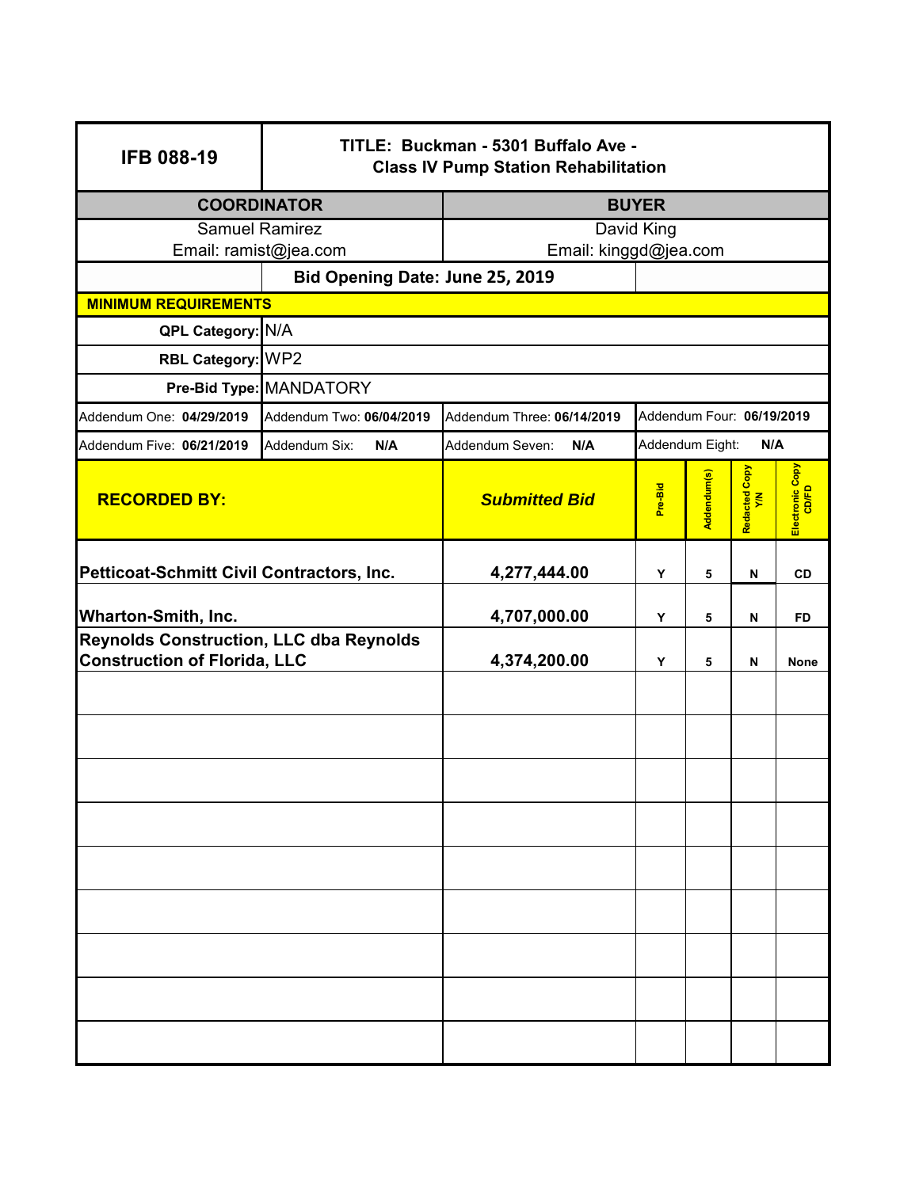| IFB 088-19 | TITLE: Buckman - 5301 Buffalo Ave - Class IV Pump Station Rehabilitation | | | | | |
|---|---|---|---|---|---|---|
| **COORDINATOR** | | **BUYER** | | | | |
| Samuel Ramirez<br>Email: ramist@jea.com | | David King<br>Email: kinggd@jea.com | | | | |
| | **Bid Opening Date: June 25, 2019** | | | | | |
| **MINIMUM REQUIREMENTS** | | | | | | |
| **QPL Category:** | N/A | | | | | |
| **RBL Category:** | WP2 | | | | | |
| **Pre-Bid Type:** | MANDATORY | | | | | |
| Addendum One: **04/29/2019** | Addendum Two: **06/04/2019** | Addendum Three: **06/14/2019** | Addendum Four: **06/19/2019** | | | |
| Addendum Five: **06/21/2019** | Addendum Six: **N/A** | Addendum Seven: **N/A** | Addendum Eight: **N/A** | | | |
| **RECORDED BY:** | | ***Submitted Bid*** | **Pre-Bid** | **Addendum(s)** | **Redacted Copy Y/N** | **Electronic Copy CD/FD** |
| **Petticoat-Schmitt Civil Contractors, Inc.** | | **4,277,444.00** | **Y** | **5** | **N** | **CD** |
| **Wharton-Smith, Inc.** | | **4,707,000.00** | **Y** | **5** | **N** | **FD** |
| **Reynolds Construction, LLC dba Reynolds Construction of Florida, LLC** | | **4,374,200.00** | **Y** | **5** | **N** | **None** |
| | | | | | | |
| | | | | | | |
| | | | | | | |
| | | | | | | |
| | | | | | | |
| | | | | | | |
| | | | | | | |
| | | | | | | |
| | | | | | | |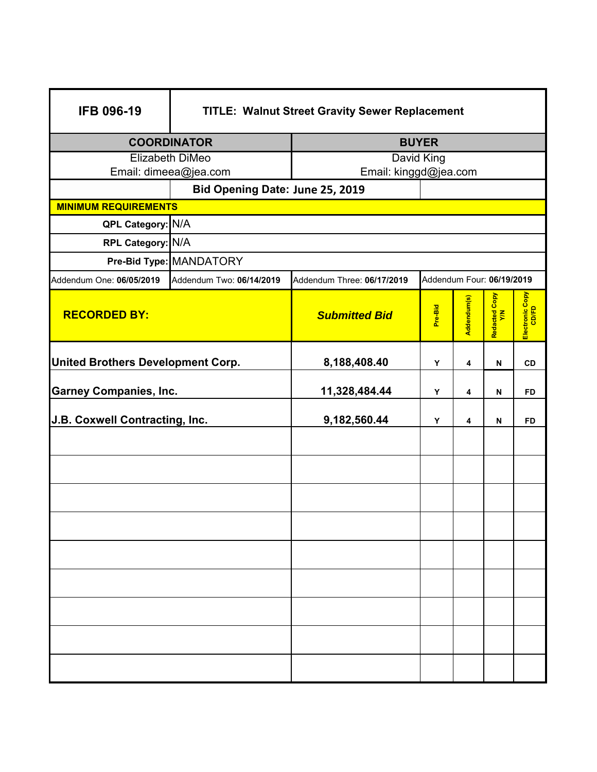| IFB 096-19 | TITLE: Walnut Street Gravity Sewer Replacement | | | | | |
|---|---|---|---|---|---|---|
| **COORDINATOR** | | **BUYER** | | | | |
| Elizabeth DiMeo<br>Email: dimeea@jea.com | | David King<br>Email: kinggd@jea.com | | | | |
| | **Bid Opening Date: June 25, 2019** | | | | | |
| **MINIMUM REQUIREMENTS** | | | | | | |
| **QPL Category:** | N/A | | | | | |
| **RPL Category:** | N/A | | | | | |
| **Pre-Bid Type:** | MANDATORY | | | | | |
| Addendum One: **06/05/2019** | Addendum Two: **06/14/2019** | Addendum Three: **06/17/2019** | Addendum Four: **06/19/2019** | | | |
| **RECORDED BY:** | | ***Submitted Bid*** | **Pre-Bid** | **Addendum(s)** | **Redacted Copy Y/N** | **Electronic Copy CD/FD** |
| **United Brothers Development Corp.** | | **8,188,408.40** | **Y** | **4** | **N** | **CD** |
| **Garney Companies, Inc.** | | **11,328,484.44** | **Y** | **4** | **N** | **FD** |
| **J.B. Coxwell Contracting, Inc.** | | **9,182,560.44** | **Y** | **4** | **N** | **FD** |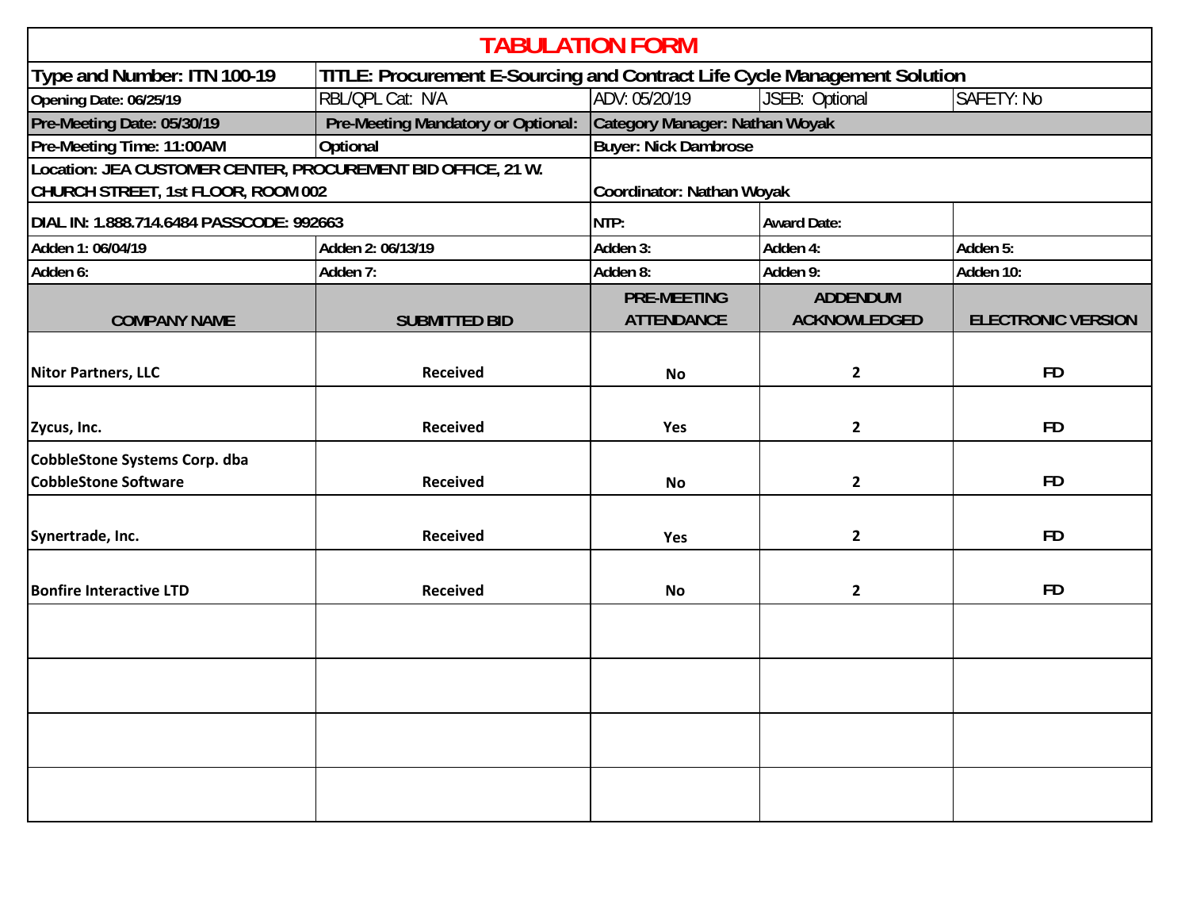# TABULATION FORM

| | | | | |
|---|---|---|---|---|
| **Type and Number: ITN 100-19** | **TITLE: Procurement E-Sourcing and Contract Life Cycle Management Solution** | | | |
| **Opening Date: 06/25/19** | RBL/QPL Cat: N/A | ADV: 05/20/19 | JSEB: Optional | SAFETY: No |
| **Pre-Meeting Date: 05/30/19** | **Pre-Meeting Mandatory or Optional:** | **Category Manager: Nathan Woyak** | | |
| **Pre-Meeting Time: 11:00AM** | **Optional** | **Buyer: Nick Dambrose** | | |
| **Location: JEA CUSTOMER CENTER, PROCUREMENT BID OFFICE, 21 W. CHURCH STREET, 1st FLOOR, ROOM 002** | | **Coordinator: Nathan Woyak** | | |
| **DIAL IN: 1.888.714.6484 PASSCODE: 992663** | | **NTP:** | **Award Date:** | |
| **Adden 1: 06/04/19** | **Adden 2: 06/13/19** | **Adden 3:** | **Adden 4:** | **Adden 5:** |
| **Adden 6:** | **Adden 7:** | **Adden 8:** | **Adden 9:** | **Adden 10:** |
| **COMPANY NAME** | **SUBMITTED BID** | **PRE-MEETING ATTENDANCE** | **ADDENDUM ACKNOWLEDGED** | **ELECTRONIC VERSION** |
| **Nitor Partners, LLC** | **Received** | **No** | **2** | **FD** |
| **Zycus, Inc.** | **Received** | **Yes** | **2** | **FD** |
| **CobbleStone Systems Corp. dba CobbleStone Software** | **Received** | **No** | **2** | **FD** |
| **Synertrade, Inc.** | **Received** | **Yes** | **2** | **FD** |
| **Bonfire Interactive LTD** | **Received** | **No** | **2** | **FD** |
| | | | | |
| | | | | |
| | | | | |
| | | | | |